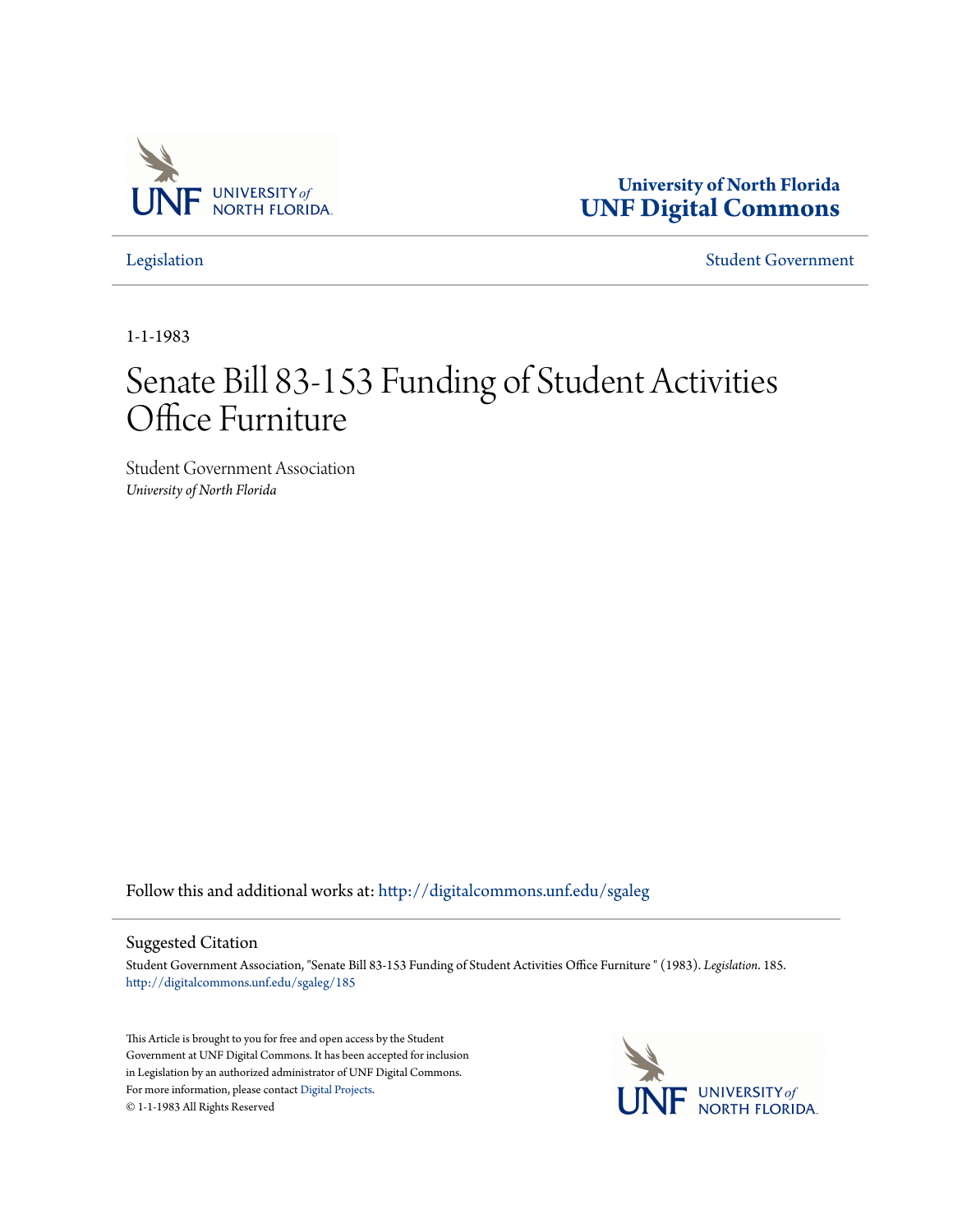University of North Florida
**UNF Digital Commons**

Legislation | Student Government

1-1-1983

# Senate Bill 83-153 Funding of Student Activities Office Furniture

Student Government Association
*University of North Florida*

Follow this and additional works at: http://digitalcommons.unf.edu/sgaleg

## Suggested Citation

Student Government Association, "Senate Bill 83-153 Funding of Student Activities Office Furniture " (1983). *Legislation*. 185.
http://digitalcommons.unf.edu/sgaleg/185

This Article is brought to you for free and open access by the Student Government at UNF Digital Commons. It has been accepted for inclusion in Legislation by an authorized administrator of UNF Digital Commons. For more information, please contact Digital Projects.
© 1-1-1983 All Rights Reserved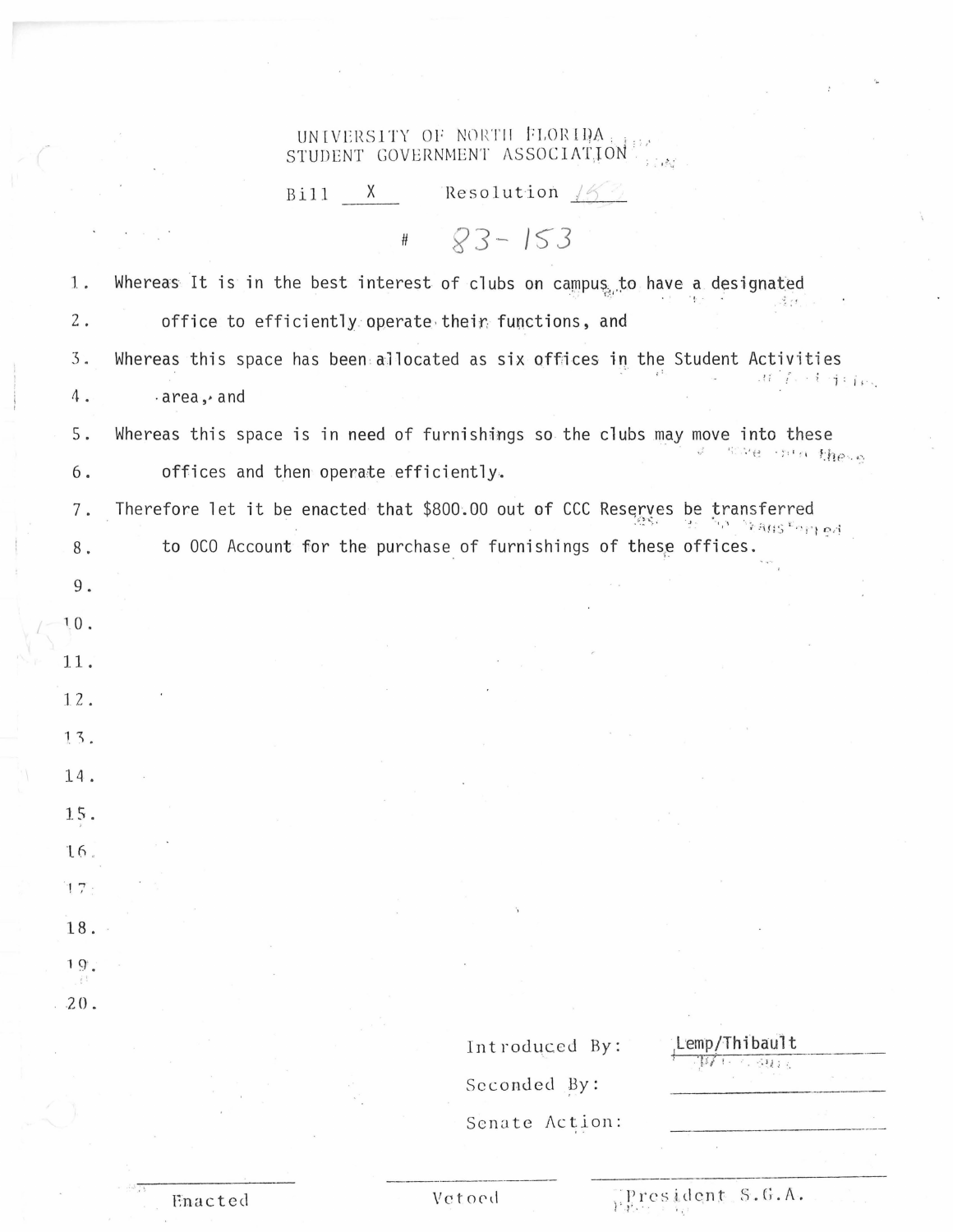UNIVERSITY OF NORTH FLORIDA
STUDENT GOVERNMENT ASSOCIATION

Bill X Resolution 153

# 83-153

1. Whereas It is in the best interest of clubs on campus to have a designated
2. office to efficiently operate their functions, and
3. Whereas this space has been allocated as six offices in the Student Activities
4. area, and
5. Whereas this space is in need of furnishings so the clubs may move into these
6. offices and then operate efficiently.
7. Therefore let it be enacted that $800.00 out of CCC Reserves be transferred
8. to OCO Account for the purchase of furnishings of these offices.
9.
10.
11.
12.
13.
14.
15.
16.
17.
18.
19.
20.

Introduced By: Lemp/Thibault

Seconded By: ______________

Senate Action: ______________

______________ Enacted

______________ Vetoed

______________ President S.G.A.